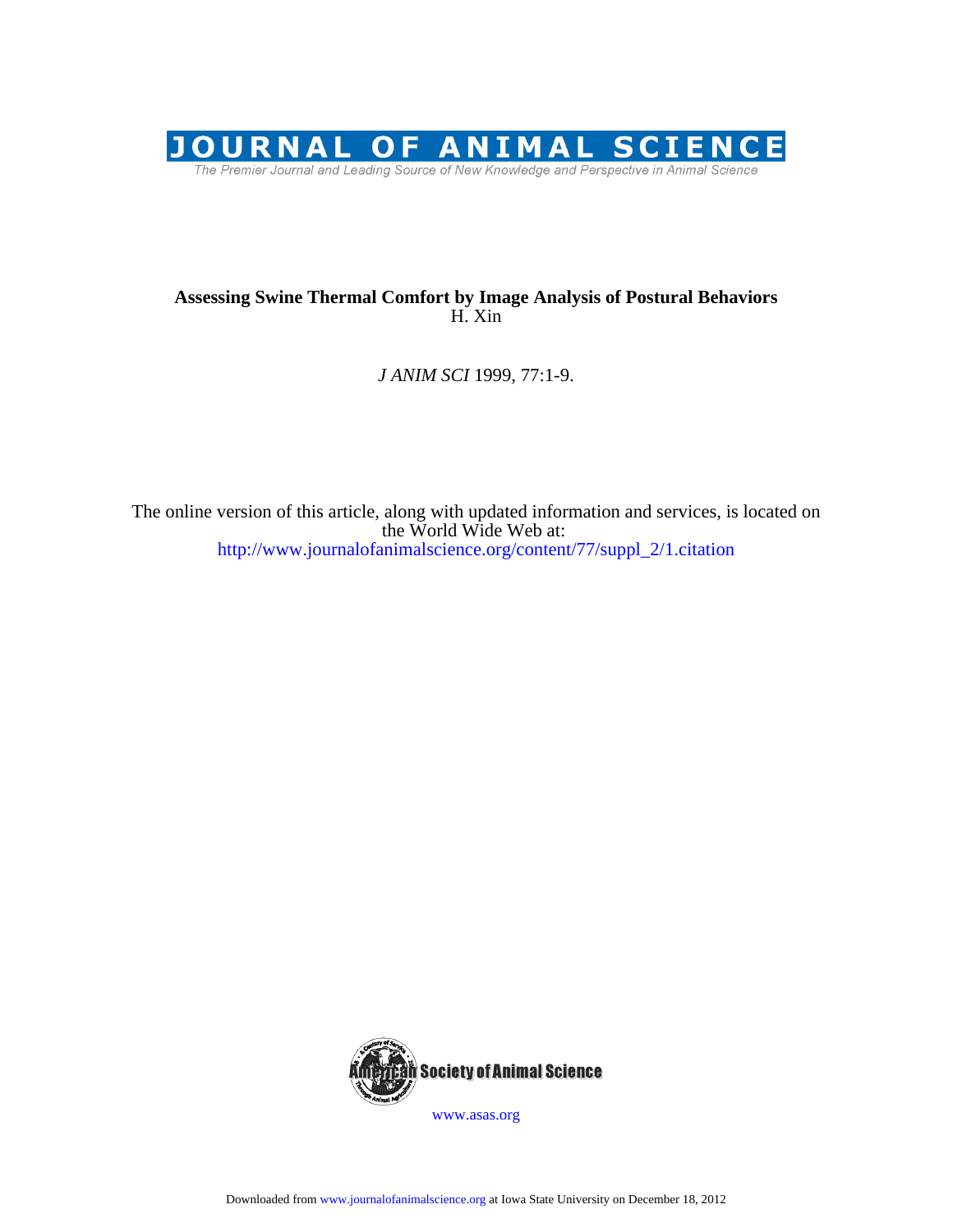# JOURNAL OF ANIMAL SCIENCE

The Premier Journal and Leading Source of New Knowledge and Perspective in Animal Science

**Assessing Swine Thermal Comfort by Image Analysis of Postural Behaviors**

H. Xin

*J ANIM SCI* 1999, 77:1-9.

The online version of this article, along with updated information and services, is located on the World Wide Web at:

http://www.journalofanimalscience.org/content/77/suppl_2/1.citation

American Society of Animal Science

www.asas.org

Downloaded from www.journalofanimalscience.org at Iowa State University on December 18, 2012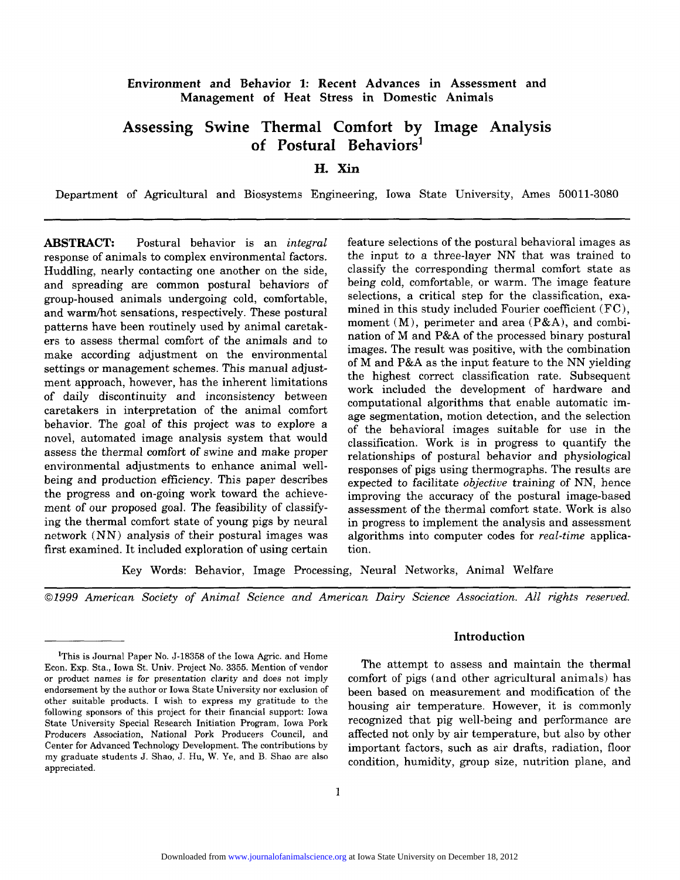Environment and Behavior 1: Recent Advances in Assessment and Management of Heat Stress in Domestic Animals

# Assessing Swine Thermal Comfort by Image Analysis of Postural Behaviors[1]

**H. Xin**

Department of Agricultural and Biosystems Engineering, Iowa State University, Ames 50011-3080

**ABSTRACT:** Postural behavior is an *integral* response of animals to complex environmental factors. Huddling, nearly contacting one another on the side, and spreading are common postural behaviors of group-housed animals undergoing cold, comfortable, and warm/hot sensations, respectively. These postural patterns have been routinely used by animal caretakers to assess thermal comfort of the animals and to make according adjustment on the environmental settings or management schemes. This manual adjustment approach, however, has the inherent limitations of daily discontinuity and inconsistency between caretakers in interpretation of the animal comfort behavior. The goal of this project was to explore a novel, automated image analysis system that would assess the thermal comfort of swine and make proper environmental adjustments to enhance animal well-being and production efficiency. This paper describes the progress and on-going work toward the achievement of our proposed goal. The feasibility of classifying the thermal comfort state of young pigs by neural network (NN) analysis of their postural images was first examined. It included exploration of using certain feature selections of the postural behavioral images as the input to a three-layer NN that was trained to classify the corresponding thermal comfort state as being cold, comfortable, or warm. The image feature selections, a critical step for the classification, examined in this study included Fourier coefficient (FC), moment (M), perimeter and area (P&A), and combination of M and P&A of the processed binary postural images. The result was positive, with the combination of M and P&A as the input feature to the NN yielding the highest correct classification rate. Subsequent work included the development of hardware and computational algorithms that enable automatic image segmentation, motion detection, and the selection of the behavioral images suitable for use in the classification. Work is in progress to quantify the relationships of postural behavior and physiological responses of pigs using thermographs. The results are expected to facilitate *objective* training of NN, hence improving the accuracy of the postural image-based assessment of the thermal comfort state. Work is also in progress to implement the analysis and assessment algorithms into computer codes for *real-time* application.

Key Words: Behavior, Image Processing, Neural Networks, Animal Welfare

*©1999 American Society of Animal Science and American Dairy Science Association. All rights reserved.*

## Introduction

The attempt to assess and maintain the thermal comfort of pigs (and other agricultural animals) has been based on measurement and modification of the housing air temperature. However, it is commonly recognized that pig well-being and performance are affected not only by air temperature, but also by other important factors, such as air drafts, radiation, floor condition, humidity, group size, nutrition plane, and

[1]This is Journal Paper No. J-18358 of the Iowa Agric. and Home Econ. Exp. Sta., Iowa St. Univ. Project No. 3355. Mention of vendor or product names is for presentation clarity and does not imply endorsement by the author or Iowa State University nor exclusion of other suitable products. I wish to express my gratitude to the following sponsors of this project for their financial support: Iowa State University Special Research Initiation Program, Iowa Pork Producers Association, National Pork Producers Council, and Center for Advanced Technology Development. The contributions by my graduate students J. Shao, J. Hu, W. Ye, and B. Shao are also appreciated.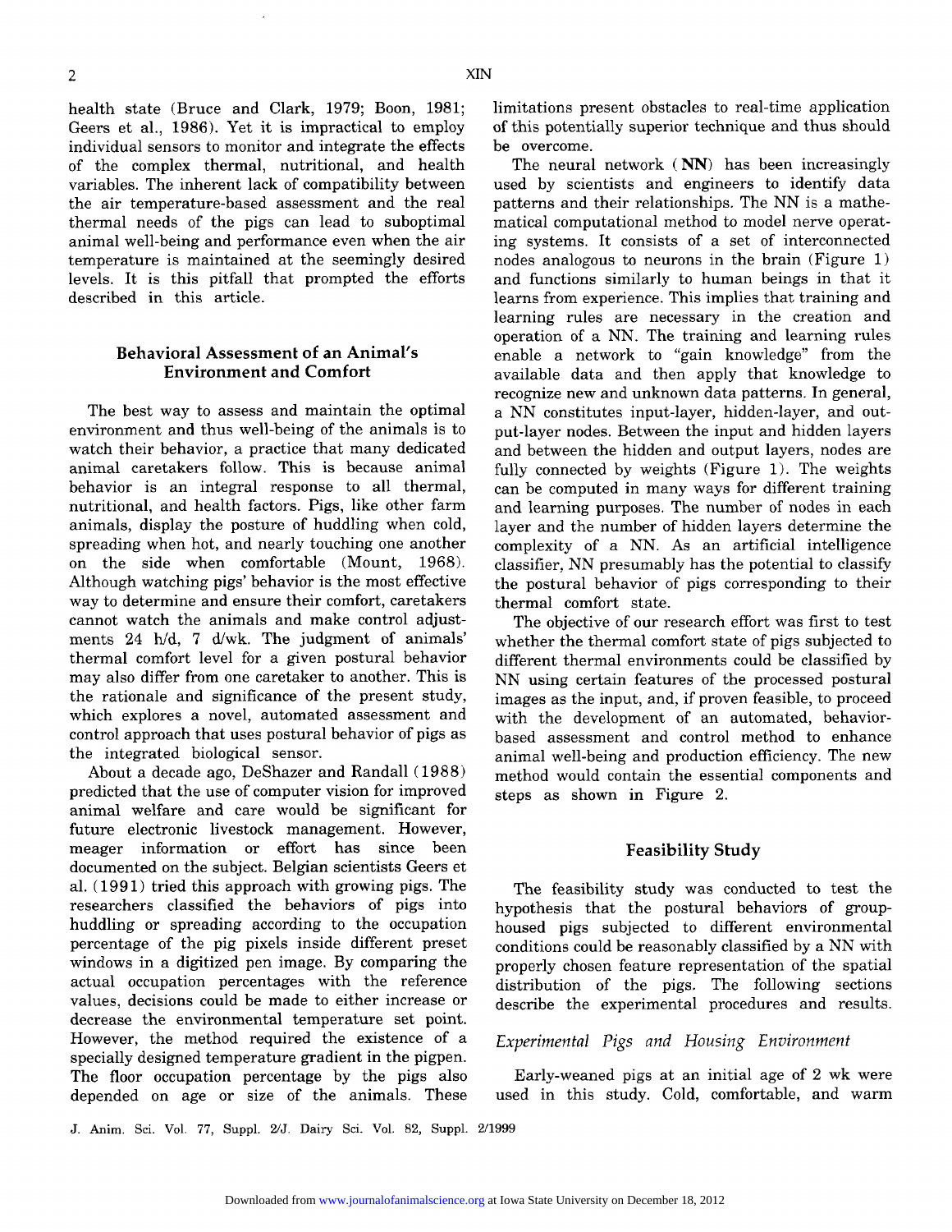health state (Bruce and Clark, 1979; Boon, 1981; Geers et al., 1986). Yet it is impractical to employ individual sensors to monitor and integrate the effects of the complex thermal, nutritional, and health variables. The inherent lack of compatibility between the air temperature-based assessment and the real thermal needs of the pigs can lead to suboptimal animal well-being and performance even when the air temperature is maintained at the seemingly desired levels. It is this pitfall that prompted the efforts described in this article.

## Behavioral Assessment of an Animal's Environment and Comfort

The best way to assess and maintain the optimal environment and thus well-being of the animals is to watch their behavior, a practice that many dedicated animal caretakers follow. This is because animal behavior is an integral response to all thermal, nutritional, and health factors. Pigs, like other farm animals, display the posture of huddling when cold, spreading when hot, and nearly touching one another on the side when comfortable (Mount, 1968). Although watching pigs' behavior is the most effective way to determine and ensure their comfort, caretakers cannot watch the animals and make control adjustments 24 h/d, 7 d/wk. The judgment of animals' thermal comfort level for a given postural behavior may also differ from one caretaker to another. This is the rationale and significance of the present study, which explores a novel, automated assessment and control approach that uses postural behavior of pigs as the integrated biological sensor.

About a decade ago, DeShazer and Randall (1988) predicted that the use of computer vision for improved animal welfare and care would be significant for future electronic livestock management. However, meager information or effort has since been documented on the subject. Belgian scientists Geers et al. (1991) tried this approach with growing pigs. The researchers classified the behaviors of pigs into huddling or spreading according to the occupation percentage of the pig pixels inside different preset windows in a digitized pen image. By comparing the actual occupation percentages with the reference values, decisions could be made to either increase or decrease the environmental temperature set point. However, the method required the existence of a specially designed temperature gradient in the pigpen. The floor occupation percentage by the pigs also depended on age or size of the animals. These limitations present obstacles to real-time application of this potentially superior technique and thus should be overcome.

The neural network (**NN**) has been increasingly used by scientists and engineers to identify data patterns and their relationships. The NN is a mathematical computational method to model nerve operating systems. It consists of a set of interconnected nodes analogous to neurons in the brain (Figure 1) and functions similarly to human beings in that it learns from experience. This implies that training and learning rules are necessary in the creation and operation of a NN. The training and learning rules enable a network to "gain knowledge" from the available data and then apply that knowledge to recognize new and unknown data patterns. In general, a NN constitutes input-layer, hidden-layer, and output-layer nodes. Between the input and hidden layers and between the hidden and output layers, nodes are fully connected by weights (Figure 1). The weights can be computed in many ways for different training and learning purposes. The number of nodes in each layer and the number of hidden layers determine the complexity of a NN. As an artificial intelligence classifier, NN presumably has the potential to classify the postural behavior of pigs corresponding to their thermal comfort state.

The objective of our research effort was first to test whether the thermal comfort state of pigs subjected to different thermal environments could be classified by NN using certain features of the processed postural images as the input, and, if proven feasible, to proceed with the development of an automated, behavior-based assessment and control method to enhance animal well-being and production efficiency. The new method would contain the essential components and steps as shown in Figure 2.

## Feasibility Study

The feasibility study was conducted to test the hypothesis that the postural behaviors of group-housed pigs subjected to different environmental conditions could be reasonably classified by a NN with properly chosen feature representation of the spatial distribution of the pigs. The following sections describe the experimental procedures and results.

### *Experimental Pigs and Housing Environment*

Early-weaned pigs at an initial age of 2 wk were used in this study. Cold, comfortable, and warm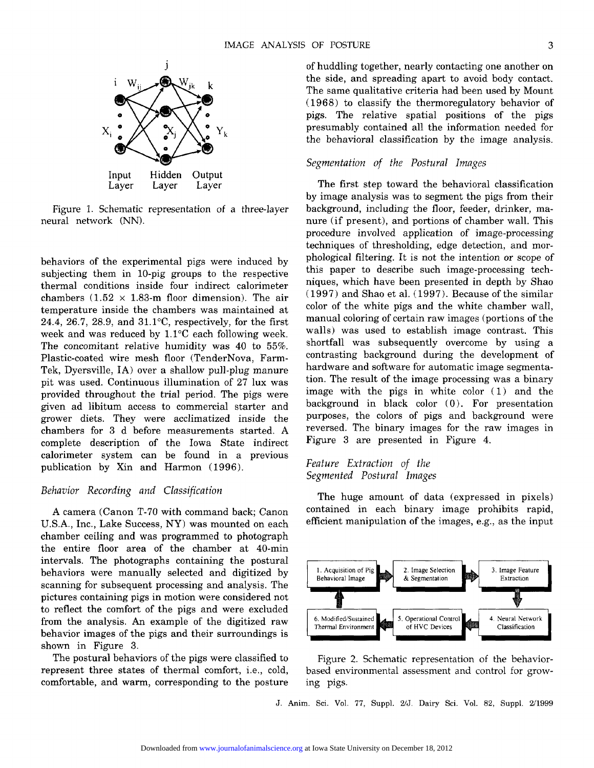i $W_{ij}$ j $W_{jk}$ k

$X_i$ $X_j$ $Y_k$

Input Layer

Hidden Layer

Output Layer

Figure 1. Schematic representation of a three-layer neural network (NN).

behaviors of the experimental pigs were induced by subjecting them in 10-pig groups to the respective thermal conditions inside four indirect calorimeter chambers (1.52 × 1.83-m floor dimension). The air temperature inside the chambers was maintained at 24.4, 26.7, 28.9, and 31.1°C, respectively, for the first week and was reduced by 1.1°C each following week. The concomitant relative humidity was 40 to 55%. Plastic-coated wire mesh floor (TenderNova, Farm-Tek, Dyersville, IA) over a shallow pull-plug manure pit was used. Continuous illumination of 27 lux was provided throughout the trial period. The pigs were given ad libitum access to commercial starter and grower diets. They were acclimatized inside the chambers for 3 d before measurements started. A complete description of the Iowa State indirect calorimeter system can be found in a previous publication by Xin and Harmon (1996).

### *Behavior Recording and Classification*

A camera (Canon T-70 with command back; Canon U.S.A., Inc., Lake Success, NY) was mounted on each chamber ceiling and was programmed to photograph the entire floor area of the chamber at 40-min intervals. The photographs containing the postural behaviors were manually selected and digitized by scanning for subsequent processing and analysis. The pictures containing pigs in motion were considered not to reflect the comfort of the pigs and were excluded from the analysis. An example of the digitized raw behavior images of the pigs and their surroundings is shown in Figure 3.

The postural behaviors of the pigs were classified to represent three states of thermal comfort, i.e., cold, comfortable, and warm, corresponding to the posture of huddling together, nearly contacting one another on the side, and spreading apart to avoid body contact. The same qualitative criteria had been used by Mount (1968) to classify the thermoregulatory behavior of pigs. The relative spatial positions of the pigs presumably contained all the information needed for the behavioral classification by the image analysis.

### *Segmentation of the Postural Images*

The first step toward the behavioral classification by image analysis was to segment the pigs from their background, including the floor, feeder, drinker, manure (if present), and portions of chamber wall. This procedure involved application of image-processing techniques of thresholding, edge detection, and morphological filtering. It is not the intention or scope of this paper to describe such image-processing techniques, which have been presented in depth by Shao (1997) and Shao et al. (1997). Because of the similar color of the white pigs and the white chamber wall, manual coloring of certain raw images (portions of the walls) was used to establish image contrast. This shortfall was subsequently overcome by using a contrasting background during the development of hardware and software for automatic image segmentation. The result of the image processing was a binary image with the pigs in white color (1) and the background in black color (0). For presentation purposes, the colors of pigs and background were reversed. The binary images for the raw images in Figure 3 are presented in Figure 4.

### *Feature Extraction of the Segmented Postural Images*

The huge amount of data (expressed in pixels) contained in each binary image prohibits rapid, efficient manipulation of the images, e.g., as the input

1. Acquisition of Pig Behavioral Image

2. Image Selection & Segmentation

3. Image Feature Extraction

4. Neural Network Classification

5. Operational Control of HVC Devices

6. Modified/Sustained Thermal Environment

Figure 2. Schematic representation of the behavior-based environmental assessment and control for growing pigs.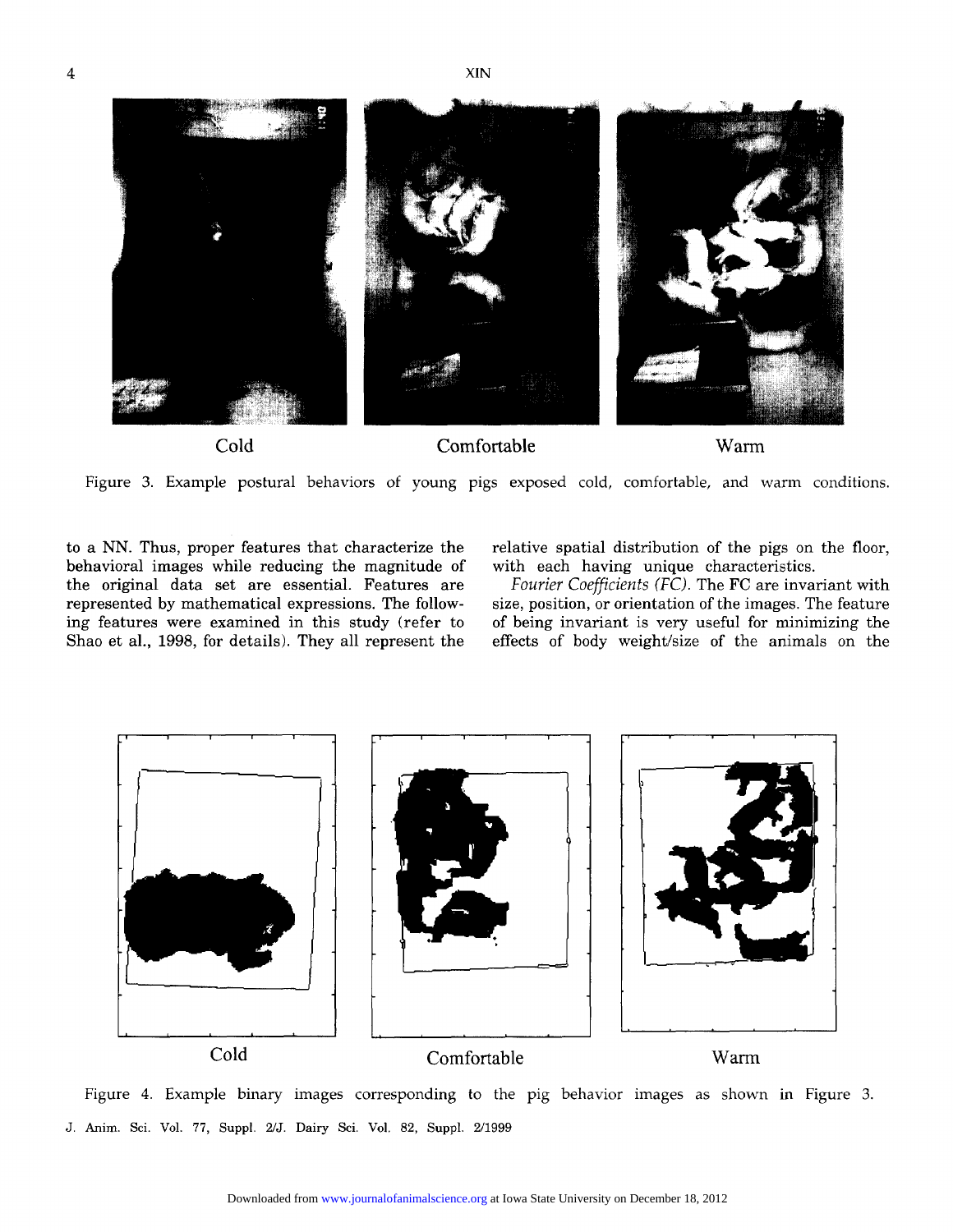Cold

Comfortable

Warm

Figure 3. Example postural behaviors of young pigs exposed cold, comfortable, and warm conditions.

to a NN. Thus, proper features that characterize the behavioral images while reducing the magnitude of the original data set are essential. Features are represented by mathematical expressions. The following features were examined in this study (refer to Shao et al., 1998, for details). They all represent the relative spatial distribution of the pigs on the floor, with each having unique characteristics.

*Fourier Coefficients (FC).* The FC are invariant with size, position, or orientation of the images. The feature of being invariant is very useful for minimizing the effects of body weight/size of the animals on the

Cold

Comfortable

Warm

Figure 4. Example binary images corresponding to the pig behavior images as shown in Figure 3.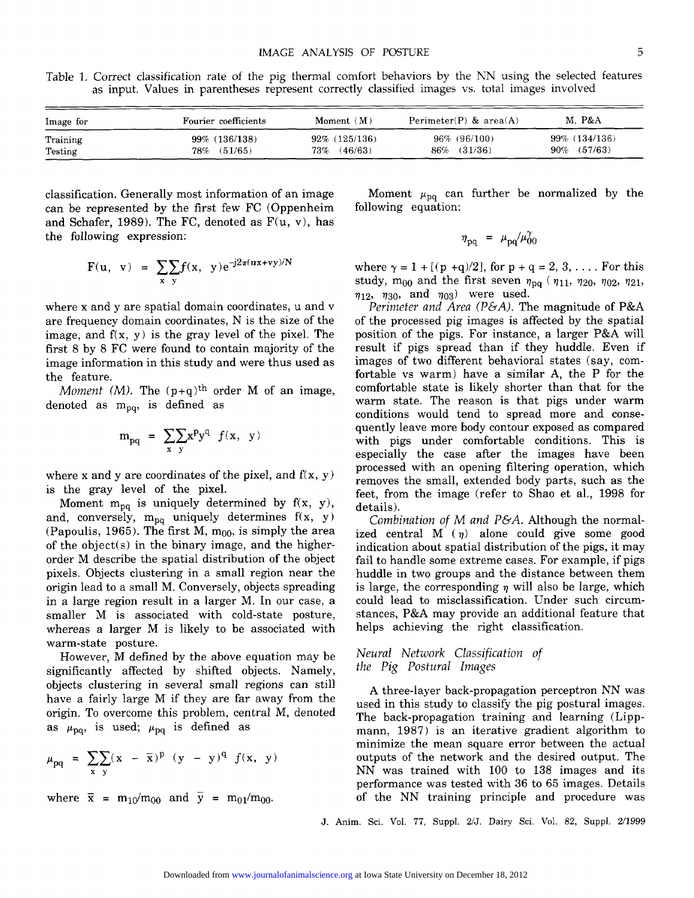Table 1. Correct classification rate of the pig thermal comfort behaviors by the NN using the selected features as input. Values in parentheses represent correctly classified images vs. total images involved

| Image for | Fourier coefficients | Moment (M) | Perimeter(P) & area(A) | M, P&A |
|---|---|---|---|---|
| Training | 99% (136/138) | 92% (125/136) | 96% (96/100) | 99% (134/136) |
| Testing | 78% (51/65) | 73% (46/63) | 86% (31/36) | 90% (57/63) |

classification. Generally most information of an image can be represented by the first few FC (Oppenheim and Schafer, 1989). The FC, denoted as F(u, v), has the following expression:

$$F(u, v) = \sum_x \sum_y f(x, y) e^{-j2\pi(ux+vy)/N}$$

where x and y are spatial domain coordinates, u and v are frequency domain coordinates, N is the size of the image, and f(x, y) is the gray level of the pixel. The first 8 by 8 FC were found to contain majority of the image information in this study and were thus used as the feature.

*Moment (M).* The $(p+q)^{th}$ order M of an image, denoted as $m_{pq}$, is defined as

$$m_{pq} = \sum_x \sum_y x^p y^q \ f(x, y)$$

where x and y are coordinates of the pixel, and f(x, y) is the gray level of the pixel.

Moment $m_{pq}$ is uniquely determined by f(x, y), and, conversely, $m_{pq}$ uniquely determines f(x, y) (Papoulis, 1965). The first M, $m_{00}$, is simply the area of the object(s) in the binary image, and the higher-order M describe the spatial distribution of the object pixels. Objects clustering in a small region near the origin lead to a small M. Conversely, objects spreading in a large region result in a larger M. In our case, a smaller M is associated with cold-state posture, whereas a larger M is likely to be associated with warm-state posture.

However, M defined by the above equation may be significantly affected by shifted objects. Namely, objects clustering in several small regions can still have a fairly large M if they are far away from the origin. To overcome this problem, central M, denoted as $\mu_{pq}$, is used; $\mu_{pq}$ is defined as

$$\mu_{pq} = \sum_x \sum_y (x - \bar{x})^p \ (y - y)^q \ f(x, y)$$

where $\bar{x} = m_{10}/m_{00}$ and $\bar{y} = m_{01}/m_{00}$.

Moment $\mu_{pq}$ can further be normalized by the following equation:

$$\eta_{pq} = \mu_{pq}/\mu_{00}^{\gamma}$$

where $\gamma = 1 + [(p+q)/2]$, for $p + q = 2, 3, \ldots$. For this study, $m_{00}$ and the first seven $\eta_{pq}$ ($\eta_{11}$, $\eta_{20}$, $\eta_{02}$, $\eta_{21}$, $\eta_{12}$, $\eta_{30}$, and $\eta_{03}$) were used.

*Perimeter and Area (P&A).* The magnitude of P&A of the processed pig images is affected by the spatial position of the pigs. For instance, a larger P&A will result if pigs spread than if they huddle. Even if images of two different behavioral states (say, comfortable vs warm) have a similar A, the P for the comfortable state is likely shorter than that for the warm state. The reason is that pigs under warm conditions would tend to spread more and consequently leave more body contour exposed as compared with pigs under comfortable conditions. This is especially the case after the images have been processed with an opening filtering operation, which removes the small, extended body parts, such as the feet, from the image (refer to Shao et al., 1998 for details).

*Combination of M and P&A.* Although the normalized central M ($\eta$) alone could give some good indication about spatial distribution of the pigs, it may fail to handle some extreme cases. For example, if pigs huddle in two groups and the distance between them is large, the corresponding $\eta$ will also be large, which could lead to misclassification. Under such circumstances, P&A may provide an additional feature that helps achieving the right classification.

### *Neural Network Classification of the Pig Postural Images*

A three-layer back-propagation perceptron NN was used in this study to classify the pig postural images. The back-propagation training and learning (Lippmann, 1987) is an iterative gradient algorithm to minimize the mean square error between the actual outputs of the network and the desired output. The NN was trained with 100 to 138 images and its performance was tested with 36 to 65 images. Details of the NN training principle and procedure was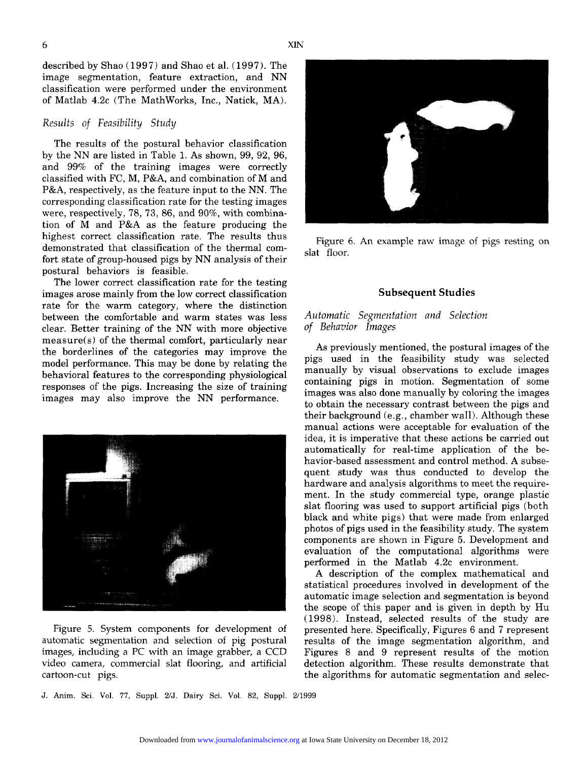described by Shao (1997) and Shao et al. (1997). The image segmentation, feature extraction, and NN classification were performed under the environment of Matlab 4.2c (The MathWorks, Inc., Natick, MA).

### *Results of Feasibility Study*

The results of the postural behavior classification by the NN are listed in Table 1. As shown, 99, 92, 96, and 99% of the training images were correctly classified with FC, M, P&A, and combination of M and P&A, respectively, as the feature input to the NN. The corresponding classification rate for the testing images were, respectively, 78, 73, 86, and 90%, with combination of M and P&A as the feature producing the highest correct classification rate. The results thus demonstrated that classification of the thermal comfort state of group-housed pigs by NN analysis of their postural behaviors is feasible.

The lower correct classification rate for the testing images arose mainly from the low correct classification rate for the warm category, where the distinction between the comfortable and warm states was less clear. Better training of the NN with more objective measure(s) of the thermal comfort, particularly near the borderlines of the categories may improve the model performance. This may be done by relating the behavioral features to the corresponding physiological responses of the pigs. Increasing the size of training images may also improve the NN performance.

Figure 5. System components for development of automatic segmentation and selection of pig postural images, including a PC with an image grabber, a CCD video camera, commercial slat flooring, and artificial cartoon-cut pigs.

Figure 6. An example raw image of pigs resting on slat floor.

## Subsequent Studies

### *Automatic Segmentation and Selection of Behavior Images*

As previously mentioned, the postural images of the pigs used in the feasibility study was selected manually by visual observations to exclude images containing pigs in motion. Segmentation of some images was also done manually by coloring the images to obtain the necessary contrast between the pigs and their background (e.g., chamber wall). Although these manual actions were acceptable for evaluation of the idea, it is imperative that these actions be carried out automatically for real-time application of the behavior-based assessment and control method. A subsequent study was thus conducted to develop the hardware and analysis algorithms to meet the requirement. In the study commercial type, orange plastic slat flooring was used to support artificial pigs (both black and white pigs) that were made from enlarged photos of pigs used in the feasibility study. The system components are shown in Figure 5. Development and evaluation of the computational algorithms were performed in the Matlab 4.2c environment.

A description of the complex mathematical and statistical procedures involved in development of the automatic image selection and segmentation is beyond the scope of this paper and is given in depth by Hu (1998). Instead, selected results of the study are presented here. Specifically, Figures 6 and 7 represent results of the image segmentation algorithm, and Figures 8 and 9 represent results of the motion detection algorithm. These results demonstrate that the algorithms for automatic segmentation and selec-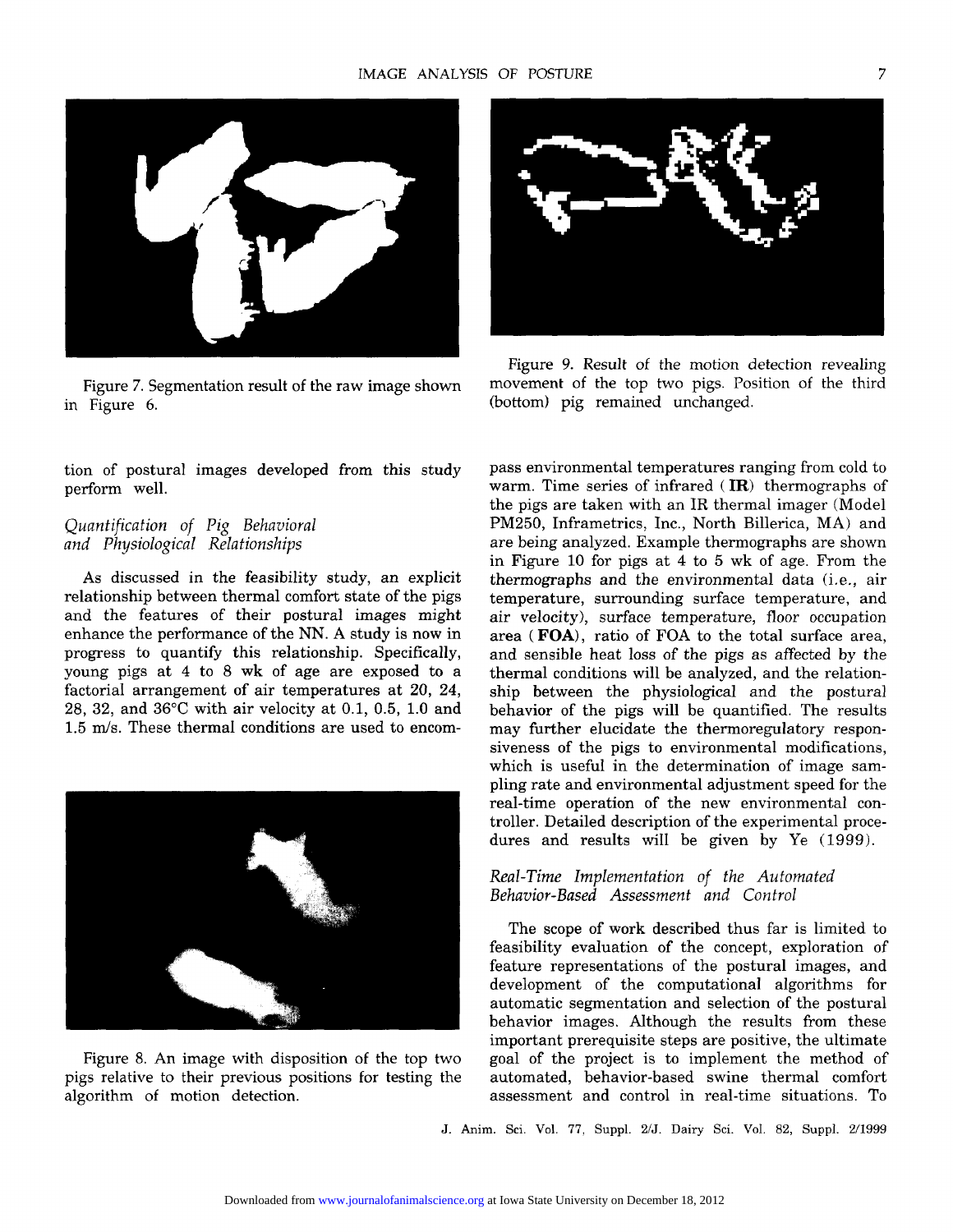Figure 7. Segmentation result of the raw image shown in Figure 6.

Figure 9. Result of the motion detection revealing movement of the top two pigs. Position of the third (bottom) pig remained unchanged.

tion of postural images developed from this study perform well.

### *Quantification of Pig Behavioral and Physiological Relationships*

As discussed in the feasibility study, an explicit relationship between thermal comfort state of the pigs and the features of their postural images might enhance the performance of the NN. A study is now in progress to quantify this relationship. Specifically, young pigs at 4 to 8 wk of age are exposed to a factorial arrangement of air temperatures at 20, 24, 28, 32, and 36°C with air velocity at 0.1, 0.5, 1.0 and 1.5 m/s. These thermal conditions are used to encompass environmental temperatures ranging from cold to warm. Time series of infrared (**IR**) thermographs of the pigs are taken with an IR thermal imager (Model PM250, Inframetrics, Inc., North Billerica, MA) and are being analyzed. Example thermographs are shown in Figure 10 for pigs at 4 to 5 wk of age. From the thermographs and the environmental data (i.e., air temperature, surrounding surface temperature, and air velocity), surface temperature, floor occupation area (**FOA**), ratio of FOA to the total surface area, and sensible heat loss of the pigs as affected by the thermal conditions will be analyzed, and the relationship between the physiological and the postural behavior of the pigs will be quantified. The results may further elucidate the thermoregulatory responsiveness of the pigs to environmental modifications, which is useful in the determination of image sampling rate and environmental adjustment speed for the real-time operation of the new environmental controller. Detailed description of the experimental procedures and results will be given by Ye (1999).

Figure 8. An image with disposition of the top two pigs relative to their previous positions for testing the algorithm of motion detection.

### *Real-Time Implementation of the Automated Behavior-Based Assessment and Control*

The scope of work described thus far is limited to feasibility evaluation of the concept, exploration of feature representations of the postural images, and development of the computational algorithms for automatic segmentation and selection of the postural behavior images. Although the results from these important prerequisite steps are positive, the ultimate goal of the project is to implement the method of automated, behavior-based swine thermal comfort assessment and control in real-time situations. To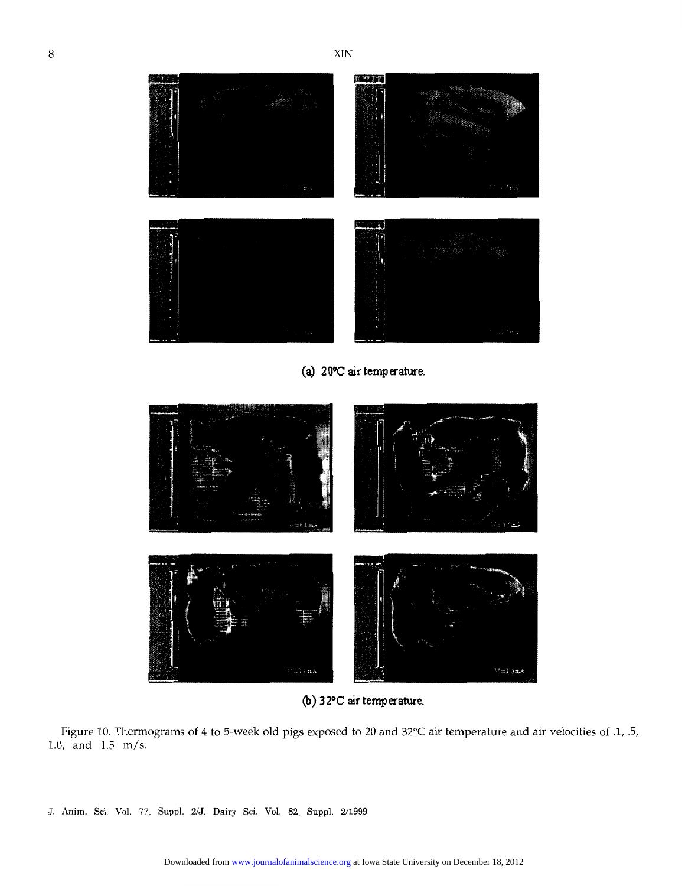(a) 20°C air temperature.

(b) 32°C air temperature.

Figure 10. Thermograms of 4 to 5-week old pigs exposed to 20 and 32°C air temperature and air velocities of .1, .5, 1.0, and 1.5 m/s.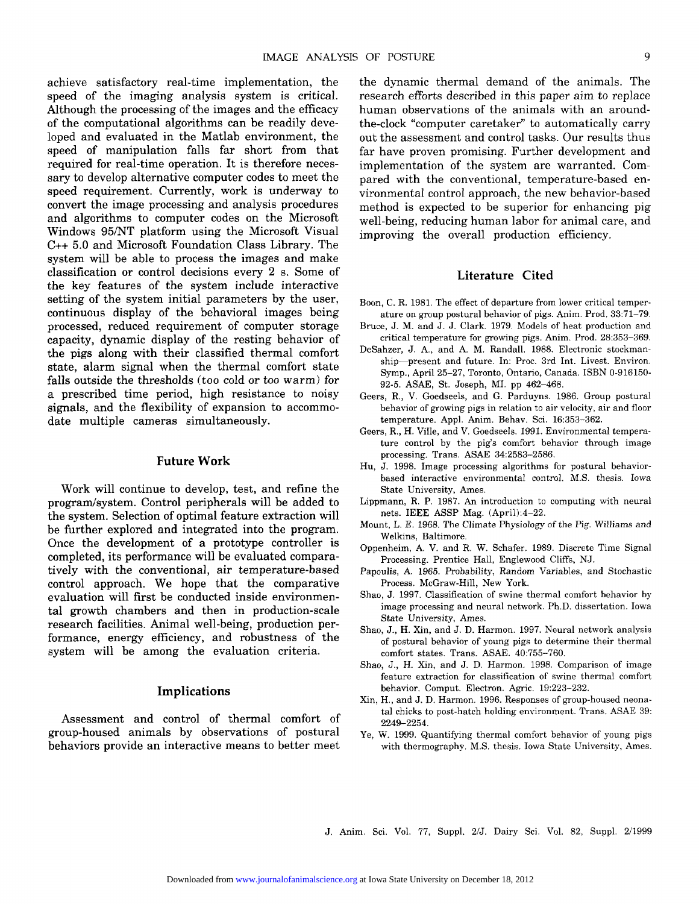achieve satisfactory real-time implementation, the speed of the imaging analysis system is critical. Although the processing of the images and the efficacy of the computational algorithms can be readily developed and evaluated in the Matlab environment, the speed of manipulation falls far short from that required for real-time operation. It is therefore necessary to develop alternative computer codes to meet the speed requirement. Currently, work is underway to convert the image processing and analysis procedures and algorithms to computer codes on the Microsoft Windows 95/NT platform using the Microsoft Visual C++ 5.0 and Microsoft Foundation Class Library. The system will be able to process the images and make classification or control decisions every 2 s. Some of the key features of the system include interactive setting of the system initial parameters by the user, continuous display of the behavioral images being processed, reduced requirement of computer storage capacity, dynamic display of the resting behavior of the pigs along with their classified thermal comfort state, alarm signal when the thermal comfort state falls outside the thresholds (too cold or too warm) for a prescribed time period, high resistance to noisy signals, and the flexibility of expansion to accommodate multiple cameras simultaneously.

## Future Work

Work will continue to develop, test, and refine the program/system. Control peripherals will be added to the system. Selection of optimal feature extraction will be further explored and integrated into the program. Once the development of a prototype controller is completed, its performance will be evaluated comparatively with the conventional, air temperature-based control approach. We hope that the comparative evaluation will first be conducted inside environmental growth chambers and then in production-scale research facilities. Animal well-being, production performance, energy efficiency, and robustness of the system will be among the evaluation criteria.

## Implications

Assessment and control of thermal comfort of group-housed animals by observations of postural behaviors provide an interactive means to better meet the dynamic thermal demand of the animals. The research efforts described in this paper aim to replace human observations of the animals with an around-the-clock "computer caretaker" to automatically carry out the assessment and control tasks. Our results thus far have proven promising. Further development and implementation of the system are warranted. Compared with the conventional, temperature-based environmental control approach, the new behavior-based method is expected to be superior for enhancing pig well-being, reducing human labor for animal care, and improving the overall production efficiency.

## Literature Cited

Boon, C. R. 1981. The effect of departure from lower critical temperature on group postural behavior of pigs. Anim. Prod. 33:71–79.

Bruce, J. M. and J. J. Clark. 1979. Models of heat production and critical temperature for growing pigs. Anim. Prod. 28:353–369.

DeSahzer, J. A., and A. M. Randall. 1988. Electronic stockmanship—present and future. In: Proc. 3rd Int. Livest. Environ. Symp., April 25–27, Toronto, Ontario, Canada. ISBN 0-916150-92-5. ASAE, St. Joseph, MI. pp 462–468.

Geers, R., V. Goedseels, and G. Parduyns. 1986. Group postural behavior of growing pigs in relation to air velocity, air and floor temperature. Appl. Anim. Behav. Sci. 16:353–362.

Geers, R., H. Ville, and V. Goedseels. 1991. Environmental temperature control by the pig's comfort behavior through image processing. Trans. ASAE 34:2583–2586.

Hu, J. 1998. Image processing algorithms for postural behavior-based interactive environmental control. M.S. thesis. Iowa State University, Ames.

Lippmann, R. P. 1987. An introduction to computing with neural nets. IEEE ASSP Mag. (April):4–22.

Mount, L. E. 1968. The Climate Physiology of the Pig. Williams and Welkins, Baltimore.

Oppenheim, A. V. and R. W. Schafer. 1989. Discrete Time Signal Processing. Prentice Hall, Englewood Cliffs, NJ.

Papoulis, A. 1965. Probability, Random Variables, and Stochastic Process. McGraw-Hill, New York.

Shao, J. 1997. Classification of swine thermal comfort behavior by image processing and neural network. Ph.D. dissertation. Iowa State University, Ames.

Shao, J., H. Xin, and J. D. Harmon. 1997. Neural network analysis of postural behavior of young pigs to determine their thermal comfort states. Trans. ASAE. 40:755–760.

Shao, J., H. Xin, and J. D. Harmon. 1998. Comparison of image feature extraction for classification of swine thermal comfort behavior. Comput. Electron. Agric. 19:223–232.

Xin, H., and J. D. Harmon. 1996. Responses of group-housed neonatal chicks to post-hatch holding environment. Trans. ASAE 39: 2249–2254.

Ye, W. 1999. Quantifying thermal comfort behavior of young pigs with thermography. M.S. thesis. Iowa State University, Ames.